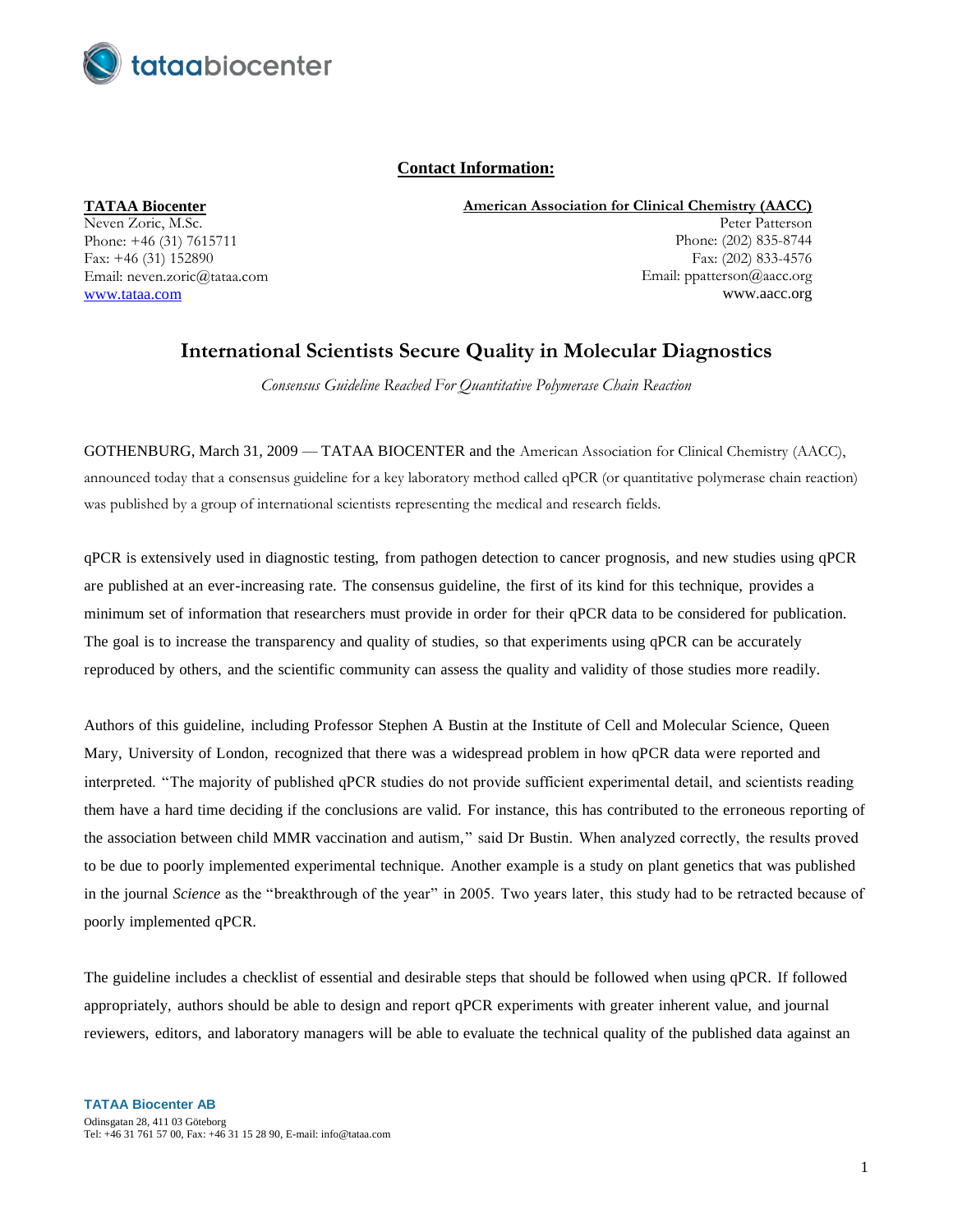## Contact Information:

**TATAA Biocenter**
Neven Zoric, M.Sc.
Phone: +46 (31) 7615711
Fax: +46 (31) 152890
Email: neven.zoric@tataa.com
www.tataa.com

**American Association for Clinical Chemistry (AACC)**
Peter Patterson
Phone: (202) 835-8744
Fax: (202) 833-4576
Email: ppatterson@aacc.org
www.aacc.org

# International Scientists Secure Quality in Molecular Diagnostics

*Consensus Guideline Reached For Quantitative Polymerase Chain Reaction*

GOTHENBURG, March 31, 2009 — TATAA BIOCENTER and the American Association for Clinical Chemistry (AACC), announced today that a consensus guideline for a key laboratory method called qPCR (or quantitative polymerase chain reaction) was published by a group of international scientists representing the medical and research fields.

qPCR is extensively used in diagnostic testing, from pathogen detection to cancer prognosis, and new studies using qPCR are published at an ever-increasing rate. The consensus guideline, the first of its kind for this technique, provides a minimum set of information that researchers must provide in order for their qPCR data to be considered for publication. The goal is to increase the transparency and quality of studies, so that experiments using qPCR can be accurately reproduced by others, and the scientific community can assess the quality and validity of those studies more readily.

Authors of this guideline, including Professor Stephen A Bustin at the Institute of Cell and Molecular Science, Queen Mary, University of London, recognized that there was a widespread problem in how qPCR data were reported and interpreted. "The majority of published qPCR studies do not provide sufficient experimental detail, and scientists reading them have a hard time deciding if the conclusions are valid. For instance, this has contributed to the erroneous reporting of the association between child MMR vaccination and autism," said Dr Bustin. When analyzed correctly, the results proved to be due to poorly implemented experimental technique. Another example is a study on plant genetics that was published in the journal *Science* as the "breakthrough of the year" in 2005. Two years later, this study had to be retracted because of poorly implemented qPCR.

The guideline includes a checklist of essential and desirable steps that should be followed when using qPCR. If followed appropriately, authors should be able to design and report qPCR experiments with greater inherent value, and journal reviewers, editors, and laboratory managers will be able to evaluate the technical quality of the published data against an

**TATAA Biocenter AB**
Odinsgatan 28, 411 03 Göteborg
Tel: +46 31 761 57 00, Fax: +46 31 15 28 90, E-mail: info@tataa.com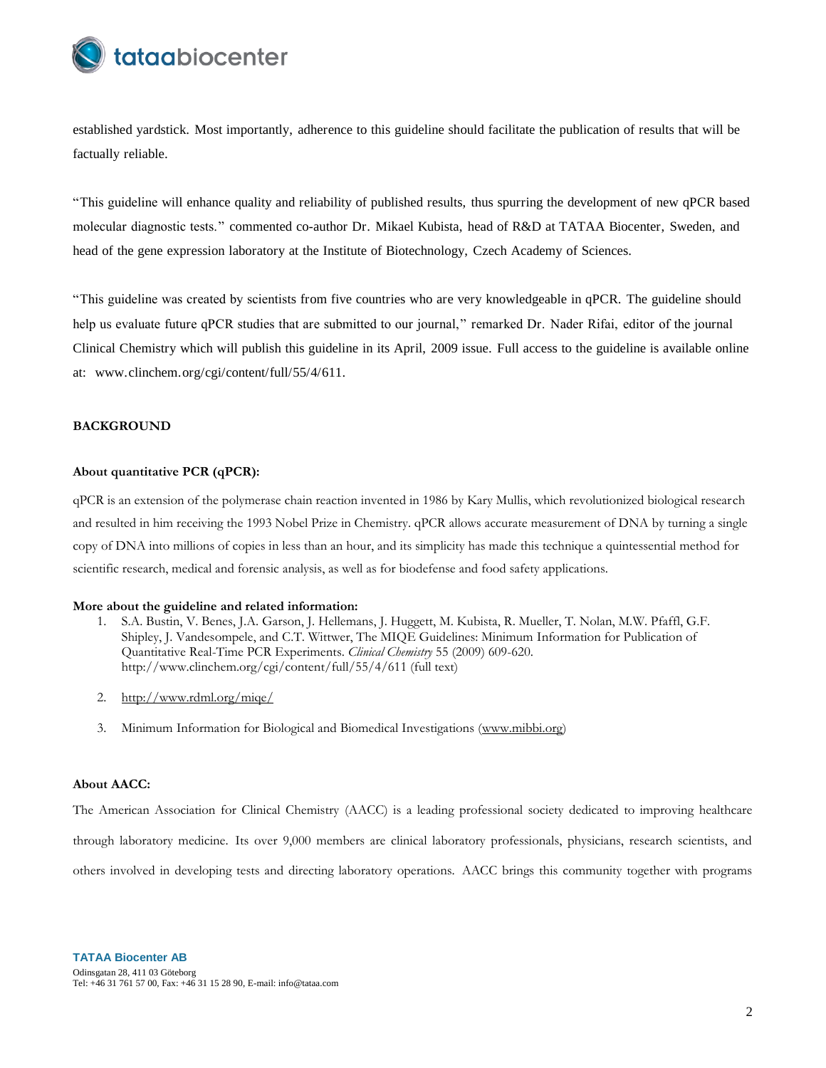established yardstick. Most importantly, adherence to this guideline should facilitate the publication of results that will be factually reliable.

"This guideline will enhance quality and reliability of published results, thus spurring the development of new qPCR based molecular diagnostic tests." commented co-author Dr. Mikael Kubista, head of R&D at TATAA Biocenter, Sweden, and head of the gene expression laboratory at the Institute of Biotechnology, Czech Academy of Sciences.

"This guideline was created by scientists from five countries who are very knowledgeable in qPCR. The guideline should help us evaluate future qPCR studies that are submitted to our journal," remarked Dr. Nader Rifai, editor of the journal Clinical Chemistry which will publish this guideline in its April, 2009 issue. Full access to the guideline is available online at: www.clinchem.org/cgi/content/full/55/4/611.

**BACKGROUND**

**About quantitative PCR (qPCR):**

qPCR is an extension of the polymerase chain reaction invented in 1986 by Kary Mullis, which revolutionized biological research and resulted in him receiving the 1993 Nobel Prize in Chemistry. qPCR allows accurate measurement of DNA by turning a single copy of DNA into millions of copies in less than an hour, and its simplicity has made this technique a quintessential method for scientific research, medical and forensic analysis, as well as for biodefense and food safety applications.

**More about the guideline and related information:**

1. S.A. Bustin, V. Benes, J.A. Garson, J. Hellemans, J. Huggett, M. Kubista, R. Mueller, T. Nolan, M.W. Pfaffl, G.F. Shipley, J. Vandesompele, and C.T. Wittwer, The MIQE Guidelines: Minimum Information for Publication of Quantitative Real-Time PCR Experiments. *Clinical Chemistry* 55 (2009) 609-620. http://www.clinchem.org/cgi/content/full/55/4/611 (full text)
2. http://www.rdml.org/miqe/
3. Minimum Information for Biological and Biomedical Investigations (www.mibbi.org)

**About AACC:**

The American Association for Clinical Chemistry (AACC) is a leading professional society dedicated to improving healthcare through laboratory medicine. Its over 9,000 members are clinical laboratory professionals, physicians, research scientists, and others involved in developing tests and directing laboratory operations. AACC brings this community together with programs

**TATAA Biocenter AB**
Odinsgatan 28, 411 03 Göteborg
Tel: +46 31 761 57 00, Fax: +46 31 15 28 90, E-mail: info@tataa.com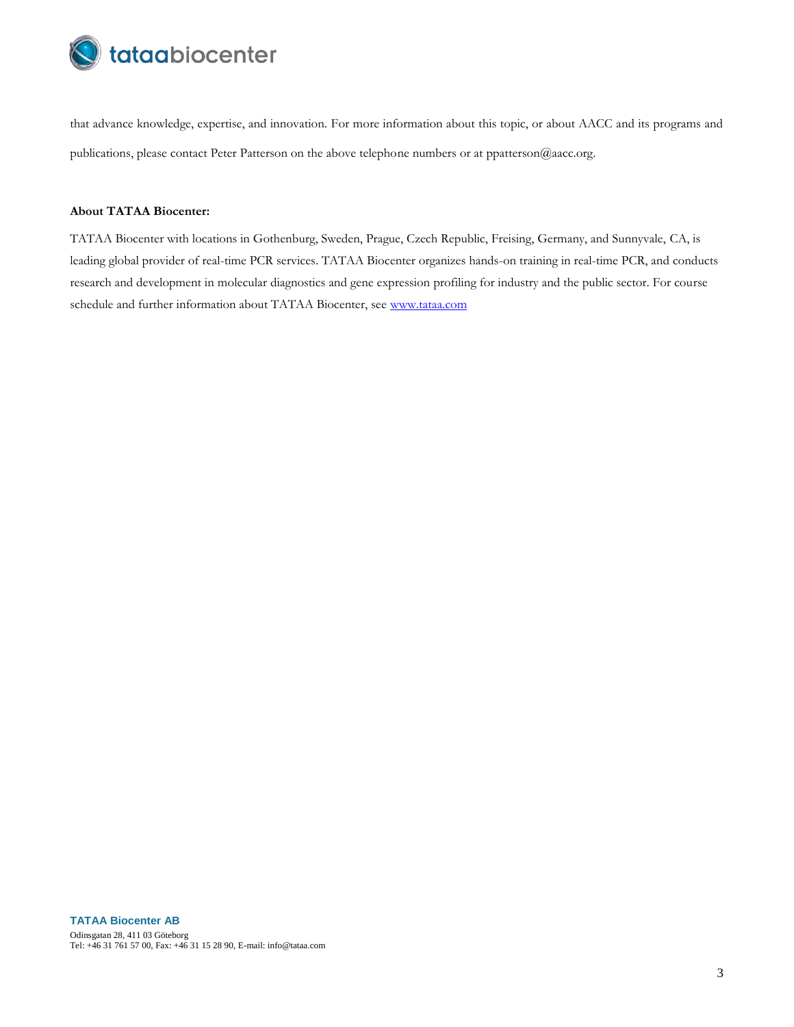that advance knowledge, expertise, and innovation. For more information about this topic, or about AACC and its programs and publications, please contact Peter Patterson on the above telephone numbers or at ppatterson@aacc.org.

**About TATAA Biocenter:**

TATAA Biocenter with locations in Gothenburg, Sweden, Prague, Czech Republic, Freising, Germany, and Sunnyvale, CA, is leading global provider of real-time PCR services. TATAA Biocenter organizes hands-on training in real-time PCR, and conducts research and development in molecular diagnostics and gene expression profiling for industry and the public sector. For course schedule and further information about TATAA Biocenter, see [www.tataa.com](http://www.tataa.com)

**TATAA Biocenter AB**
Odinsgatan 28, 411 03 Göteborg
Tel: +46 31 761 57 00, Fax: +46 31 15 28 90, E-mail: info@tataa.com